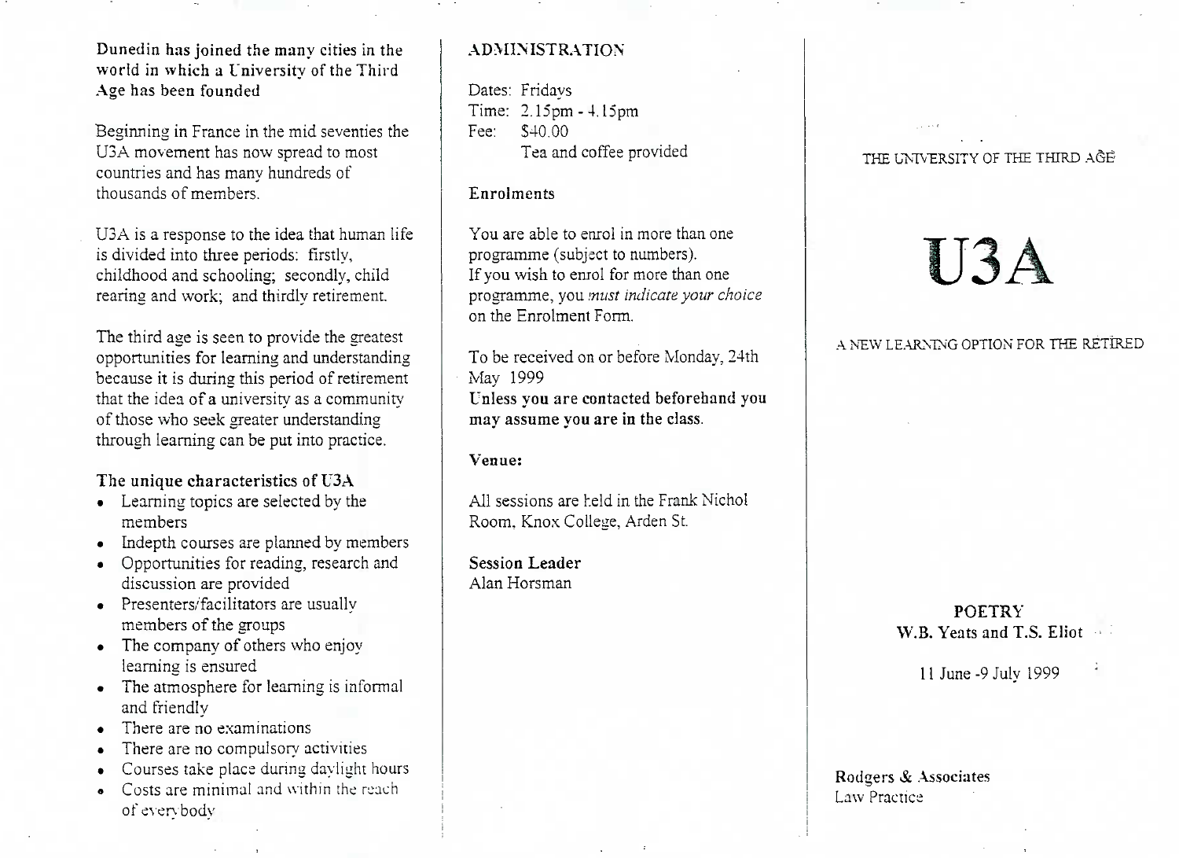Dunedin has joined the many cities in the world in which a University of the Third Age has been founded

Beginning in France in the mid seventies the U3A movement has now spread to most countries and has many hundreds of thousands of members.

U3A is a response to the idea that human life is divided into three periods: firstly, childhood and schooling; secondly, child rearing and work; and thirdly retirement.

The third age is seen to provide the greatest opportunities for learning and understanding because it is during this period of retirement that the idea of a university as a community of those who seek greater understanding through learning can be put into practice.

**The unique characteristics of U3A**

- Learning topics are selected by the members
- Indepth courses are planned by members
- Opportunities for reading, research and discussion are provided
- Presenters/facilitators are usually members of the groups
- The company of others who enjoy learning is ensured
- The atmosphere for learning is informal and friendly
- There are no examinations
- There are no compulsory activities
- Courses take place during daylight hours
- Costs are minimal and within the reach of everybody

## ADMINISTRATION

Dates: Fridays
Time: 2.15pm - 4.15pm
Fee: $40.00
Tea and coffee provided

**Enrolments**

You are able to enrol in more than one programme (subject to numbers).
If you wish to enrol for more than one programme, you *must indicate your choice* on the Enrolment Form.

To be received on or before Monday, 24th May 1999
**Unless you are contacted beforehand you may assume you are in the class.**

**Venue:**

All sessions are held in the Frank Nichol Room, Knox College, Arden St.

**Session Leader**
Alan Horsman

THE UNIVERSITY OF THE THIRD AGE

# U3A

A NEW LEARNING OPTION FOR THE RETIRED

**POETRY**
**W.B. Yeats and T.S. Eliot**

11 June -9 July 1999

**Rodgers & Associates**
Law Practice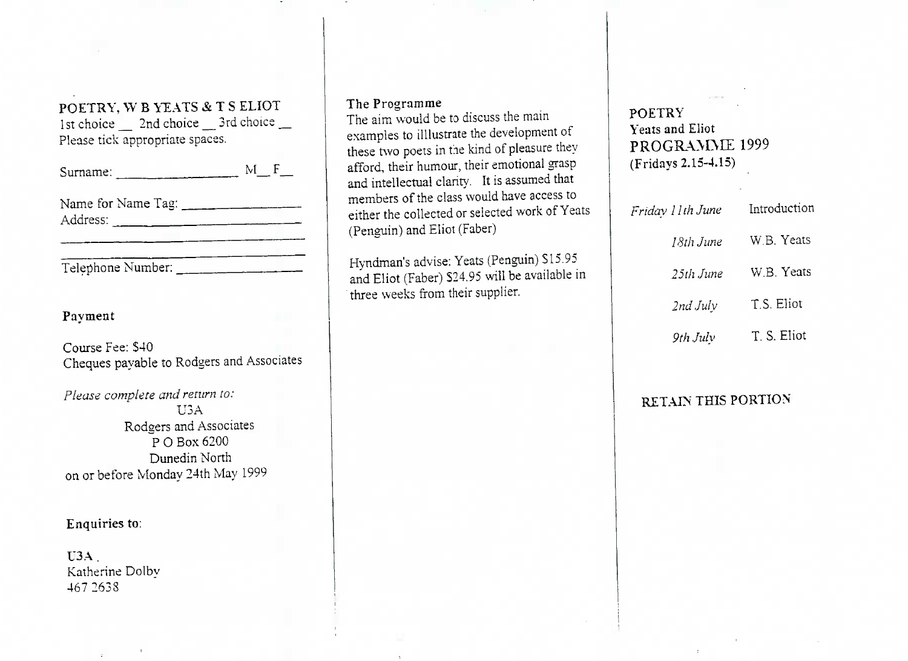## POETRY, W B YEATS & T S ELIOT

1st choice __ 2nd choice __ 3rd choice __
Please tick appropriate spaces.

Surname: ________________ M__ F__

Name for Name Tag: ________________
Address: ________________________
_________________________________
_________________________________
Telephone Number: ________________

**Payment**

Course Fee: $40
Cheques payable to Rodgers and Associates

*Please complete and return to:*
U3A
Rodgers and Associates
P O Box 6200
Dunedin North
on or before Monday 24th May 1999

**Enquiries to**:

**U3A**.
Katherine Dolby
467 2638

**The Programme**

The aim would be to discuss the main examples to illlustrate the development of these two poets in the kind of pleasure they afford, their humour, their emotional grasp and intellectual clarity. It is assumed that members of the class would have access to either the collected or selected work of Yeats (Penguin) and Eliot (Faber)

Hyndman's advise: Yeats (Penguin) $15.95 and Eliot (Faber) $24.95 will be available in three weeks from their supplier.

**POETRY**
**Yeats and Eliot**
**PROGRAMME 1999**
**(Fridays 2.15-4.15)**

| | |
|---|---|
| *Friday 11th June* | Introduction |
| *18th June* | W.B. Yeats |
| *25th June* | W.B. Yeats |
| *2nd July* | T.S. Eliot |
| *9th July* | T. S. Eliot |

RETAIN THIS PORTION